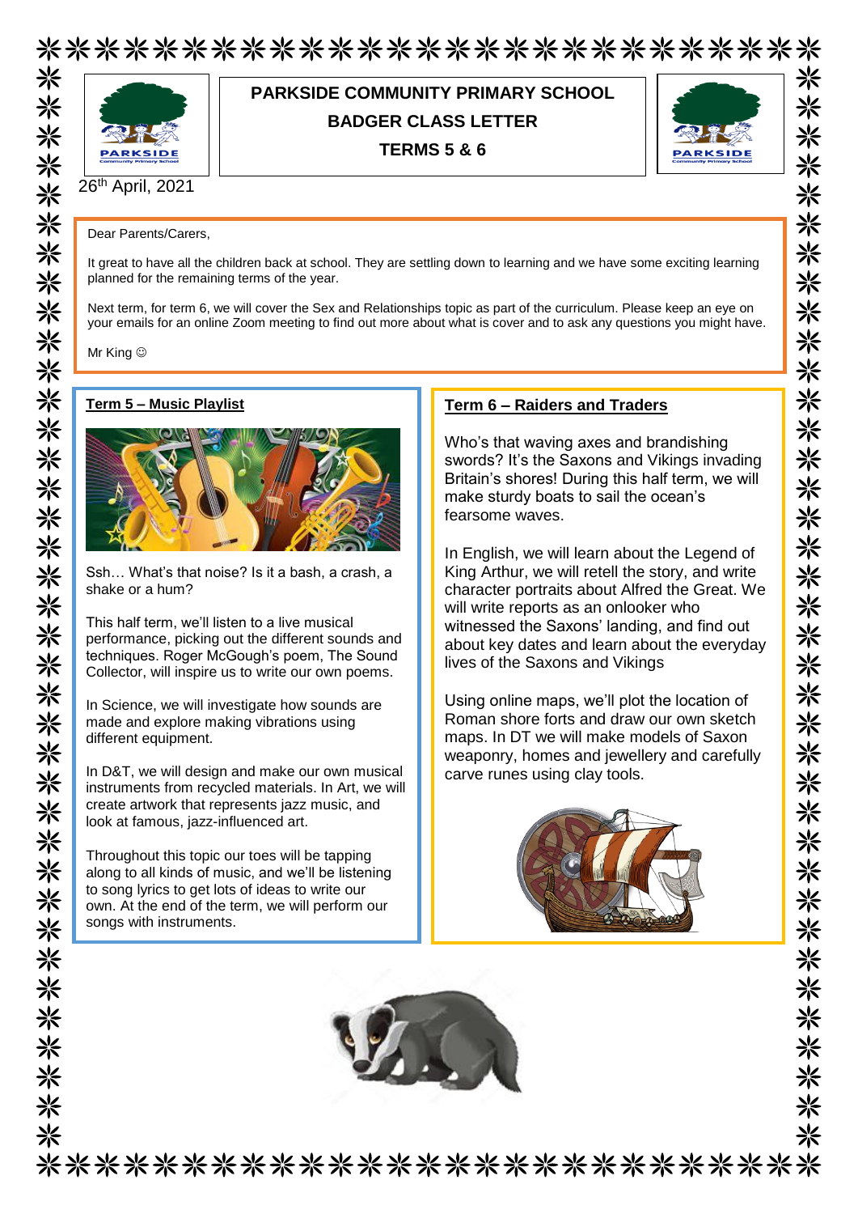# PARKSIDE COMMUNITY PRIMARY SCHOOL
## BADGER CLASS LETTER
## TERMS 5 & 6

26th April, 2021

Dear Parents/Carers,

It great to have all the children back at school. They are settling down to learning and we have some exciting learning planned for the remaining terms of the year.

Next term, for term 6, we will cover the Sex and Relationships topic as part of the curriculum. Please keep an eye on your emails for an online Zoom meeting to find out more about what is cover and to ask any questions you might have.

Mr King ☺

### Term 5 – Music Playlist

Ssh… What's that noise? Is it a bash, a crash, a shake or a hum?

This half term, we'll listen to a live musical performance, picking out the different sounds and techniques. Roger McGough's poem, The Sound Collector, will inspire us to write our own poems.

In Science, we will investigate how sounds are made and explore making vibrations using different equipment.

In D&T, we will design and make our own musical instruments from recycled materials. In Art, we will create artwork that represents jazz music, and look at famous, jazz-influenced art.

Throughout this topic our toes will be tapping along to all kinds of music, and we'll be listening to song lyrics to get lots of ideas to write our own. At the end of the term, we will perform our songs with instruments.

### Term 6 – Raiders and Traders

Who's that waving axes and brandishing swords? It's the Saxons and Vikings invading Britain's shores! During this half term, we will make sturdy boats to sail the ocean's fearsome waves.

In English, we will learn about the Legend of King Arthur, we will retell the story, and write character portraits about Alfred the Great. We will write reports as an onlooker who witnessed the Saxons' landing, and find out about key dates and learn about the everyday lives of the Saxons and Vikings

Using online maps, we'll plot the location of Roman shore forts and draw our own sketch maps. In DT we will make models of Saxon weaponry, homes and jewellery and carefully carve runes using clay tools.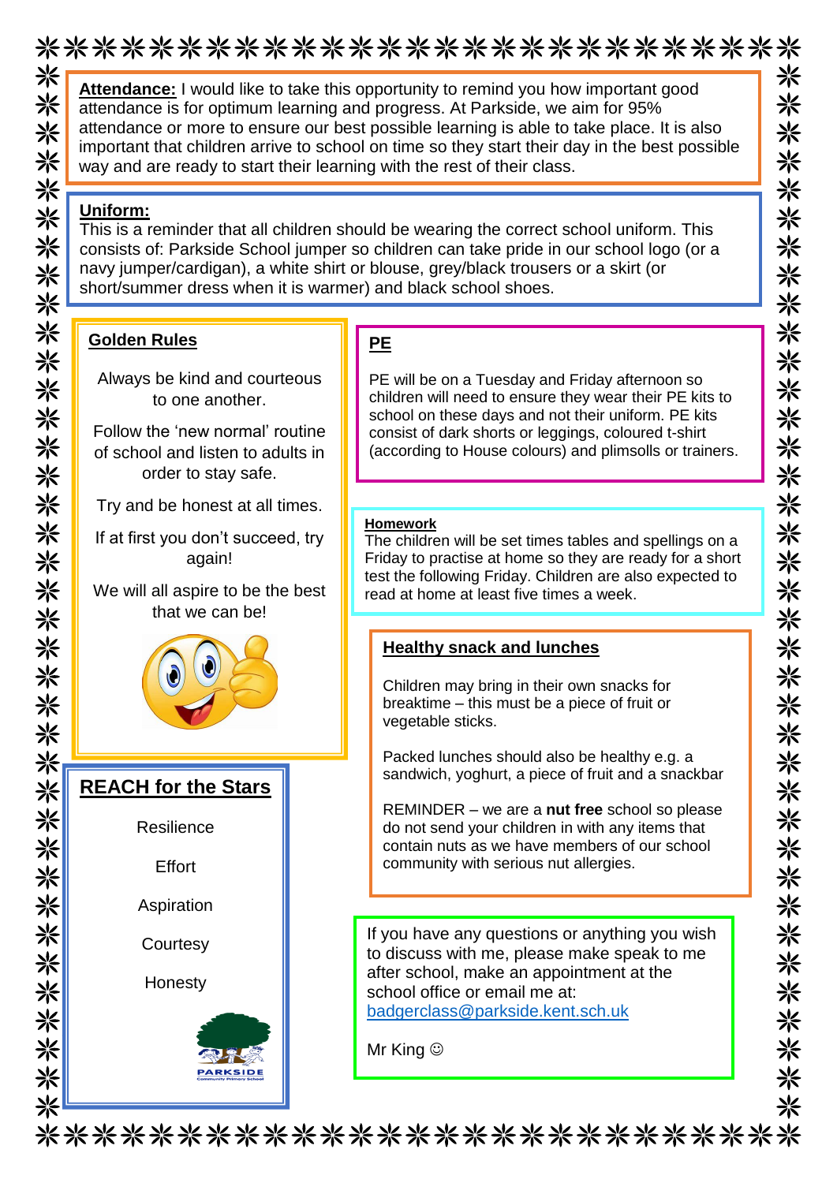**Attendance:** I would like to take this opportunity to remind you how important good attendance is for optimum learning and progress. At Parkside, we aim for 95% attendance or more to ensure our best possible learning is able to take place. It is also important that children arrive to school on time so they start their day in the best possible way and are ready to start their learning with the rest of their class.

## Uniform:

This is a reminder that all children should be wearing the correct school uniform. This consists of: Parkside School jumper so children can take pride in our school logo (or a navy jumper/cardigan), a white shirt or blouse, grey/black trousers or a skirt (or short/summer dress when it is warmer) and black school shoes.

## Golden Rules

Always be kind and courteous to one another.

Follow the 'new normal' routine of school and listen to adults in order to stay safe.

Try and be honest at all times.

If at first you don't succeed, try again!

We will all aspire to be the best that we can be!

## REACH for the Stars

Resilience

Effort

Aspiration

Courtesy

Honesty

## PE

PE will be on a Tuesday and Friday afternoon so children will need to ensure they wear their PE kits to school on these days and not their uniform. PE kits consist of dark shorts or leggings, coloured t-shirt (according to House colours) and plimsolls or trainers.

## Homework

The children will be set times tables and spellings on a Friday to practise at home so they are ready for a short test the following Friday. Children are also expected to read at home at least five times a week.

## Healthy snack and lunches

Children may bring in their own snacks for breaktime – this must be a piece of fruit or vegetable sticks.

Packed lunches should also be healthy e.g. a sandwich, yoghurt, a piece of fruit and a snackbar

REMINDER – we are a **nut free** school so please do not send your children in with any items that contain nuts as we have members of our school community with serious nut allergies.

If you have any questions or anything you wish to discuss with me, please make speak to me after school, make an appointment at the school office or email me at: badgerclass@parkside.kent.sch.uk

Mr King ☺